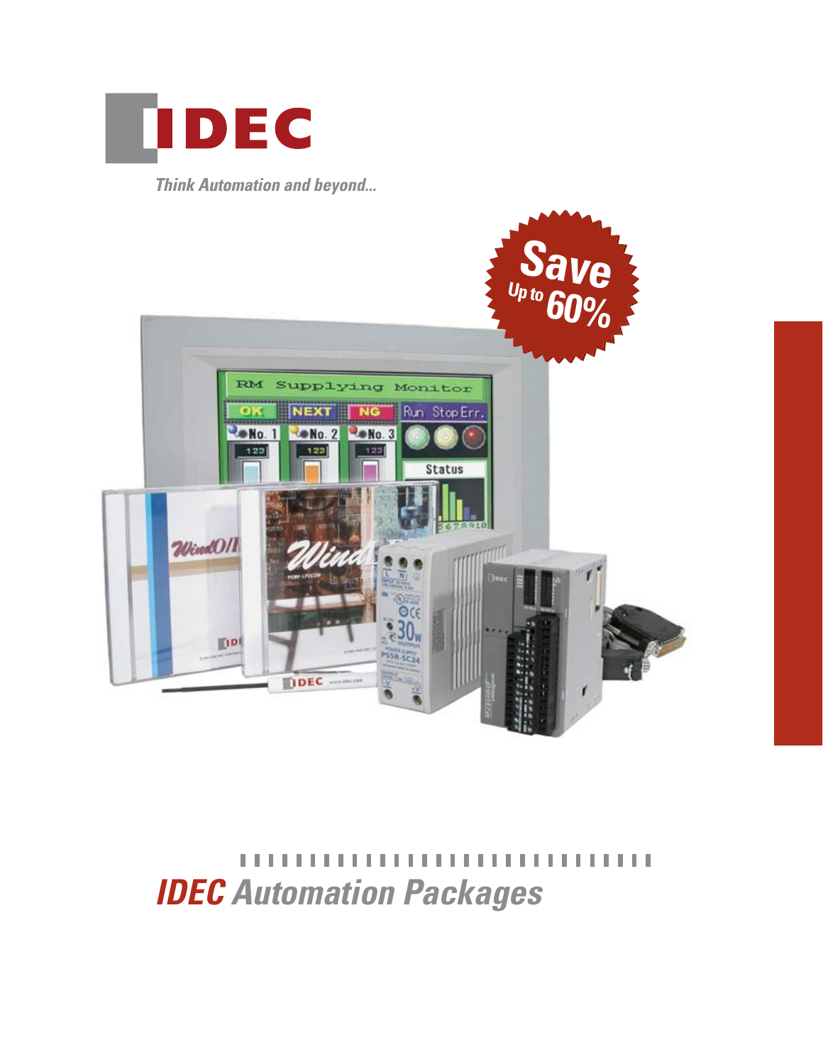# IDEC

*Think Automation and beyond...*

**Save Up to 60%**

## *IDEC Automation Packages*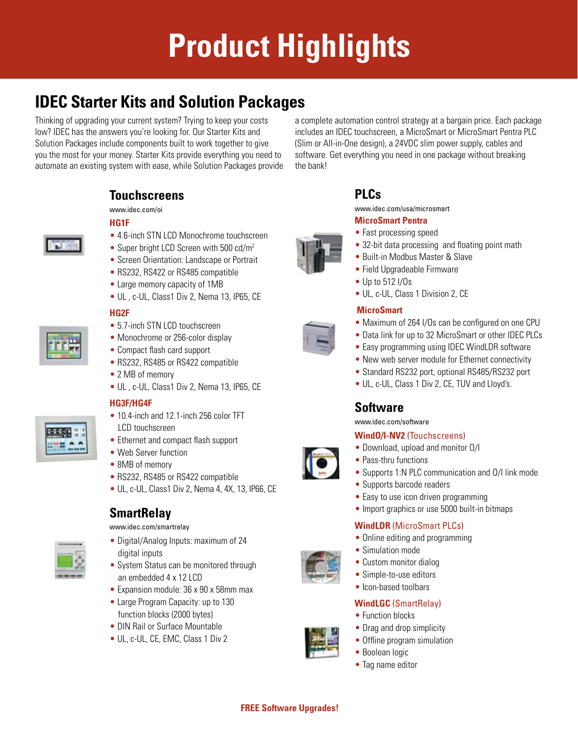# Product Highlights

## IDEC Starter Kits and Solution Packages

Thinking of upgrading your current system? Trying to keep your costs low? IDEC has the answers you're looking for. Our Starter Kits and Solution Packages include components built to work together to give you the most for your money. Starter Kits provide everything you need to automate an existing system with ease, while Solution Packages provide a complete automation control strategy at a bargain price. Each package includes an IDEC touchscreen, a MicroSmart or MicroSmart Pentra PLC (Slim or All-in-One design), a 24VDC slim power supply, cables and software. Get everything you need in one package without breaking the bank!

### Touchscreens

www.idec.com/oi

#### HG1F

- 4.6-inch STN LCD Monochrome touchscreen
- Super bright LCD Screen with 500 cd/m$^2$
- Screen Orientation: Landscape or Portrait
- RS232, RS422 or RS485 compatible
- Large memory capacity of 1MB
- UL , c-UL, Class1 Div 2, Nema 13, IP65, CE

#### HG2F

- 5.7-inch STN LCD touchscreen
- Monochrome or 256-color display
- Compact flash card support
- RS232, RS485 or RS422 compatible
- 2 MB of memory
- UL , c-UL, Class1 Div 2, Nema 13, IP65, CE

#### HG3F/HG4F

- 10.4-inch and 12.1-inch 256 color TFT LCD touchscreen
- Ethernet and compact flash support
- Web Server function
- 8MB of memory
- RS232, RS485 or RS422 compatible
- UL, c-UL, Class1 Div 2, Nema 4, 4X, 13, IP66, CE

### SmartRelay

www.idec.com/smartrelay

- Digital/Analog Inputs: maximum of 24 digital inputs
- System Status can be monitored through an embedded 4 x 12 LCD
- Expansion module: 36 x 90 x 58mm max
- Large Program Capacity: up to 130 function blocks (2000 bytes)
- DIN Rail or Surface Mountable
- UL, c-UL, CE, EMC, Class 1 Div 2

### PLCs

www.idec.com/usa/microsmart

#### MicroSmart Pentra

- Fast processing speed
- 32-bit data processing and floating point math
- Built-in Modbus Master & Slave
- Field Upgradeable Firmware
- Up to 512 I/Os
- UL, c-UL, Class 1 Division 2, CE

#### MicroSmart

- Maximum of 264 I/Os can be configured on one CPU
- Data link for up to 32 MicroSmart or other IDEC PLCs
- Easy programming using IDEC WindLDR software
- New web server module for Ethernet connectivity
- Standard RS232 port, optional RS485/RS232 port
- UL, c-UL, Class 1 Div 2, CE, TUV and Lloyd's.

### Software

www.idec.com/software

#### WindO/I-NV2 (Touchscreens)

- Download, upload and monitor O/I
- Pass-thru functions
- Supports 1:N PLC communication and O/I link mode
- Supports barcode readers
- Easy to use icon driven programming
- Import graphics or use 5000 built-in bitmaps

#### WindLDR (MicroSmart PLCs)

- Online editing and programming
- Simulation mode
- Custom monitor dialog
- Simple-to-use editors
- Icon-based toolbars

#### WindLGC (SmartRelay)

- Function blocks
- Drag and drop simplicity
- Offline program simulation
- Boolean logic
- Tag name editor

**FREE Software Upgrades!**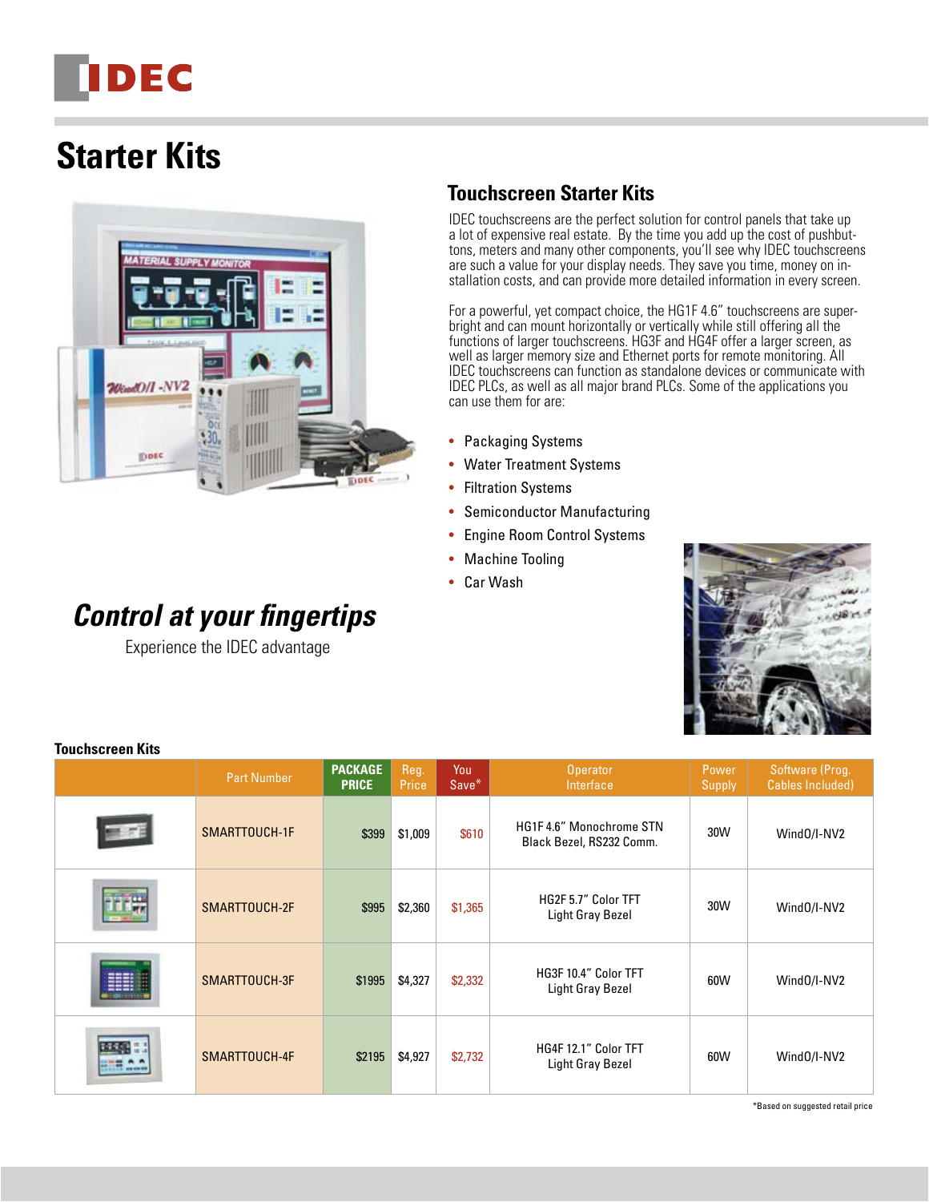# Starter Kits

## Touchscreen Starter Kits

IDEC touchscreens are the perfect solution for control panels that take up a lot of expensive real estate. By the time you add up the cost of pushbuttons, meters and many other components, you'll see why IDEC touchscreens are such a value for your display needs. They save you time, money on installation costs, and can provide more detailed information in every screen.

For a powerful, yet compact choice, the HG1F 4.6" touchscreens are super-bright and can mount horizontally or vertically while still offering all the functions of larger touchscreens. HG3F and HG4F offer a larger screen, as well as larger memory size and Ethernet ports for remote monitoring. All IDEC touchscreens can function as standalone devices or communicate with IDEC PLCs, as well as all major brand PLCs. Some of the applications you can use them for are:

- Packaging Systems
- Water Treatment Systems
- Filtration Systems
- Semiconductor Manufacturing
- Engine Room Control Systems
- Machine Tooling
- Car Wash

## *Control at your fingertips*

Experience the IDEC advantage

**Touchscreen Kits**

| | Part Number | PACKAGE PRICE | Reg. Price | You Save* | Operator Interface | Power Supply | Software (Prog. Cables Included) |
|---|---|---|---|---|---|---|---|
| | SMARTTOUCH-1F | $399 | $1,009 | $610 | HG1F 4.6" Monochrome STN Black Bezel, RS232 Comm. | 30W | WindO/I-NV2 |
| | SMARTTOUCH-2F | $995 | $2,360 | $1,365 | HG2F 5.7" Color TFT Light Gray Bezel | 30W | WindO/I-NV2 |
| | SMARTTOUCH-3F | $1995 | $4,327 | $2,332 | HG3F 10.4" Color TFT Light Gray Bezel | 60W | WindO/I-NV2 |
| | SMARTTOUCH-4F | $2195 | $4,927 | $2,732 | HG4F 12.1" Color TFT Light Gray Bezel | 60W | WindO/I-NV2 |

*Based on suggested retail price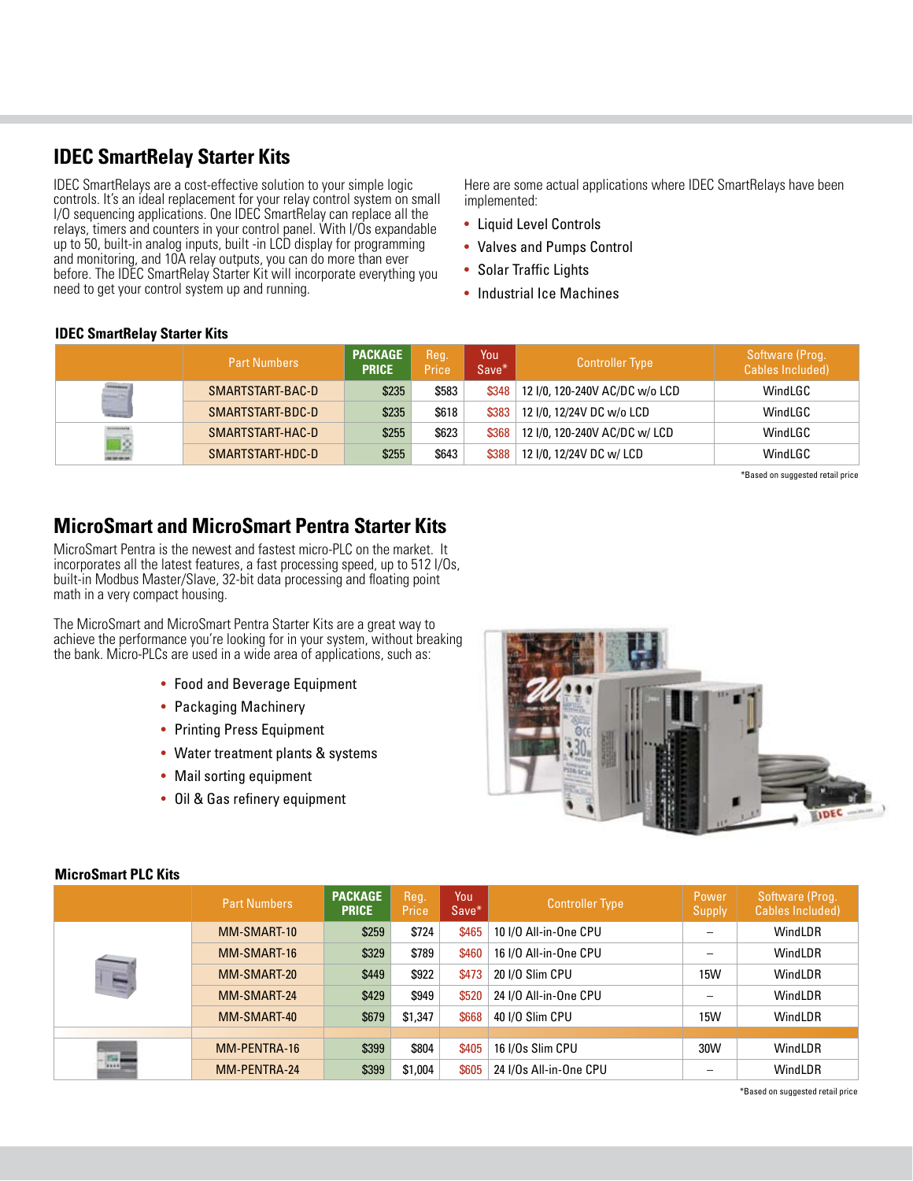## IDEC SmartRelay Starter Kits

IDEC SmartRelays are a cost-effective solution to your simple logic controls. It's an ideal replacement for your relay control system on small I/O sequencing applications. One IDEC SmartRelay can replace all the relays, timers and counters in your control panel. With I/Os expandable up to 50, built-in analog inputs, built -in LCD display for programming and monitoring, and 10A relay outputs, you can do more than ever before. The IDEC SmartRelay Starter Kit will incorporate everything you need to get your control system up and running.

Here are some actual applications where IDEC SmartRelays have been implemented:

- Liquid Level Controls
- Valves and Pumps Control
- Solar Traffic Lights
- Industrial Ice Machines

**IDEC SmartRelay Starter Kits**

| | Part Numbers | PACKAGE PRICE | Reg. Price | You Save* | Controller Type | Software (Prog. Cables Included) |
|---|---|---|---|---|---|---|
| | SMARTSTART-BAC-D | $235 | $583 | $348 | 12 I/0, 120-240V AC/DC w/o LCD | WindLGC |
| | SMARTSTART-BDC-D | $235 | $618 | $383 | 12 I/0, 12/24V DC w/o LCD | WindLGC |
| | SMARTSTART-HAC-D | $255 | $623 | $368 | 12 I/0, 120-240V AC/DC w/ LCD | WindLGC |
| | SMARTSTART-HDC-D | $255 | $643 | $388 | 12 I/0, 12/24V DC w/ LCD | WindLGC |

*Based on suggested retail price

## MicroSmart and MicroSmart Pentra Starter Kits

MicroSmart Pentra is the newest and fastest micro-PLC on the market. It incorporates all the latest features, a fast processing speed, up to 512 I/Os, built-in Modbus Master/Slave, 32-bit data processing and floating point math in a very compact housing.

The MicroSmart and MicroSmart Pentra Starter Kits are a great way to achieve the performance you're looking for in your system, without breaking the bank. Micro-PLCs are used in a wide area of applications, such as:

- Food and Beverage Equipment
- Packaging Machinery
- Printing Press Equipment
- Water treatment plants & systems
- Mail sorting equipment
- Oil & Gas refinery equipment

**MicroSmart PLC Kits**

| | Part Numbers | PACKAGE PRICE | Reg. Price | You Save* | Controller Type | Power Supply | Software (Prog. Cables Included) |
|---|---|---|---|---|---|---|---|
| | MM-SMART-10 | $259 | $724 | $465 | 10 I/O All-in-One CPU | – | WindLDR |
| | MM-SMART-16 | $329 | $789 | $460 | 16 I/O All-in-One CPU | – | WindLDR |
| | MM-SMART-20 | $449 | $922 | $473 | 20 I/O Slim CPU | 15W | WindLDR |
| | MM-SMART-24 | $429 | $949 | $520 | 24 I/O All-in-One CPU | – | WindLDR |
| | MM-SMART-40 | $679 | $1,347 | $668 | 40 I/O Slim CPU | 15W | WindLDR |
| | MM-PENTRA-16 | $399 | $804 | $405 | 16 I/Os Slim CPU | 30W | WindLDR |
| | MM-PENTRA-24 | $399 | $1,004 | $605 | 24 I/Os All-in-One CPU | – | WindLDR |

*Based on suggested retail price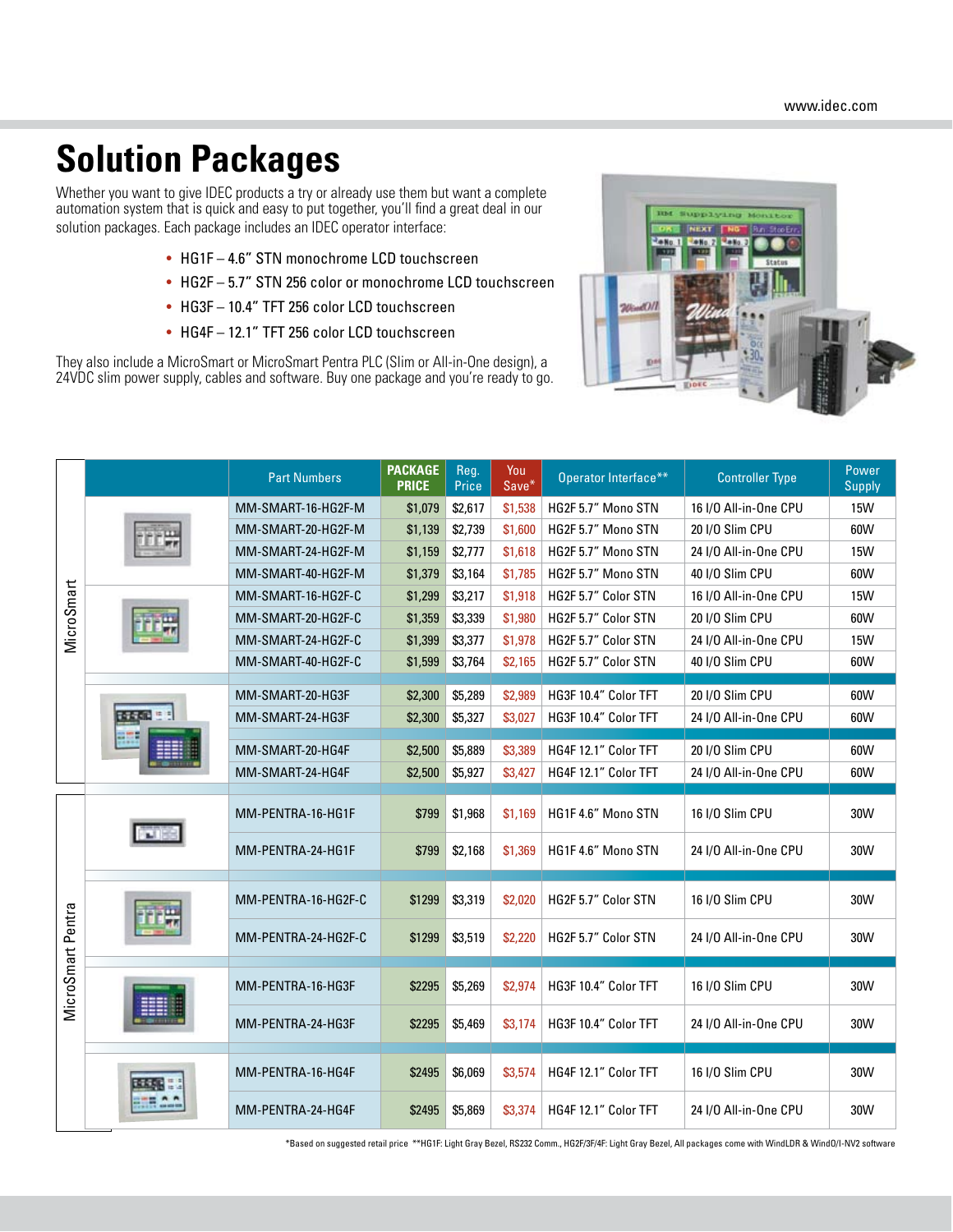# Solution Packages

Whether you want to give IDEC products a try or already use them but want a complete automation system that is quick and easy to put together, you'll find a great deal in our solution packages. Each package includes an IDEC operator interface:

- HG1F – 4.6" STN monochrome LCD touchscreen
- HG2F – 5.7" STN 256 color or monochrome LCD touchscreen
- HG3F – 10.4" TFT 256 color LCD touchscreen
- HG4F – 12.1" TFT 256 color LCD touchscreen

They also include a MicroSmart or MicroSmart Pentra PLC (Slim or All-in-One design), a 24VDC slim power supply, cables and software. Buy one package and you're ready to go.

| | Part Numbers | PACKAGE PRICE | Reg. Price | You Save* | Operator Interface** | Controller Type | Power Supply |
|---|---|---|---|---|---|---|---|
| MicroSmart | MM-SMART-16-HG2F-M | $1,079 | $2,617 | $1,538 | HG2F 5.7" Mono STN | 16 I/O All-in-One CPU | 15W |
| | MM-SMART-20-HG2F-M | $1,139 | $2,739 | $1,600 | HG2F 5.7" Mono STN | 20 I/O Slim CPU | 60W |
| | MM-SMART-24-HG2F-M | $1,159 | $2,777 | $1,618 | HG2F 5.7" Mono STN | 24 I/O All-in-One CPU | 15W |
| | MM-SMART-40-HG2F-M | $1,379 | $3,164 | $1,785 | HG2F 5.7" Mono STN | 40 I/O Slim CPU | 60W |
| | MM-SMART-16-HG2F-C | $1,299 | $3,217 | $1,918 | HG2F 5.7" Color STN | 16 I/O All-in-One CPU | 15W |
| | MM-SMART-20-HG2F-C | $1,359 | $3,339 | $1,980 | HG2F 5.7" Color STN | 20 I/O Slim CPU | 60W |
| | MM-SMART-24-HG2F-C | $1,399 | $3,377 | $1,978 | HG2F 5.7" Color STN | 24 I/O All-in-One CPU | 15W |
| | MM-SMART-40-HG2F-C | $1,599 | $3,764 | $2,165 | HG2F 5.7" Color STN | 40 I/O Slim CPU | 60W |
| | MM-SMART-20-HG3F | $2,300 | $5,289 | $2,989 | HG3F 10.4" Color TFT | 20 I/O Slim CPU | 60W |
| | MM-SMART-24-HG3F | $2,300 | $5,327 | $3,027 | HG3F 10.4" Color TFT | 24 I/O All-in-One CPU | 60W |
| | MM-SMART-20-HG4F | $2,500 | $5,889 | $3,389 | HG4F 12.1" Color TFT | 20 I/O Slim CPU | 60W |
| | MM-SMART-24-HG4F | $2,500 | $5,927 | $3,427 | HG4F 12.1" Color TFT | 24 I/O All-in-One CPU | 60W |
| MicroSmart Pentra | MM-PENTRA-16-HG1F | $799 | $1,968 | $1,169 | HG1F 4.6" Mono STN | 16 I/O Slim CPU | 30W |
| | MM-PENTRA-24-HG1F | $799 | $2,168 | $1,369 | HG1F 4.6" Mono STN | 24 I/O All-in-One CPU | 30W |
| | MM-PENTRA-16-HG2F-C | $1299 | $3,319 | $2,020 | HG2F 5.7" Color STN | 16 I/O Slim CPU | 30W |
| | MM-PENTRA-24-HG2F-C | $1299 | $3,519 | $2,220 | HG2F 5.7" Color STN | 24 I/O All-in-One CPU | 30W |
| | MM-PENTRA-16-HG3F | $2295 | $5,269 | $2,974 | HG3F 10.4" Color TFT | 16 I/O Slim CPU | 30W |
| | MM-PENTRA-24-HG3F | $2295 | $5,469 | $3,174 | HG3F 10.4" Color TFT | 24 I/O All-in-One CPU | 30W |
| | MM-PENTRA-16-HG4F | $2495 | $6,069 | $3,574 | HG4F 12.1" Color TFT | 16 I/O Slim CPU | 30W |
| | MM-PENTRA-24-HG4F | $2495 | $5,869 | $3,374 | HG4F 12.1" Color TFT | 24 I/O All-in-One CPU | 30W |

*Based on suggested retail price **HG1F: Light Gray Bezel, RS232 Comm., HG2F/3F/4F: Light Gray Bezel, All packages come with WindLDR & WindO/I-NV2 software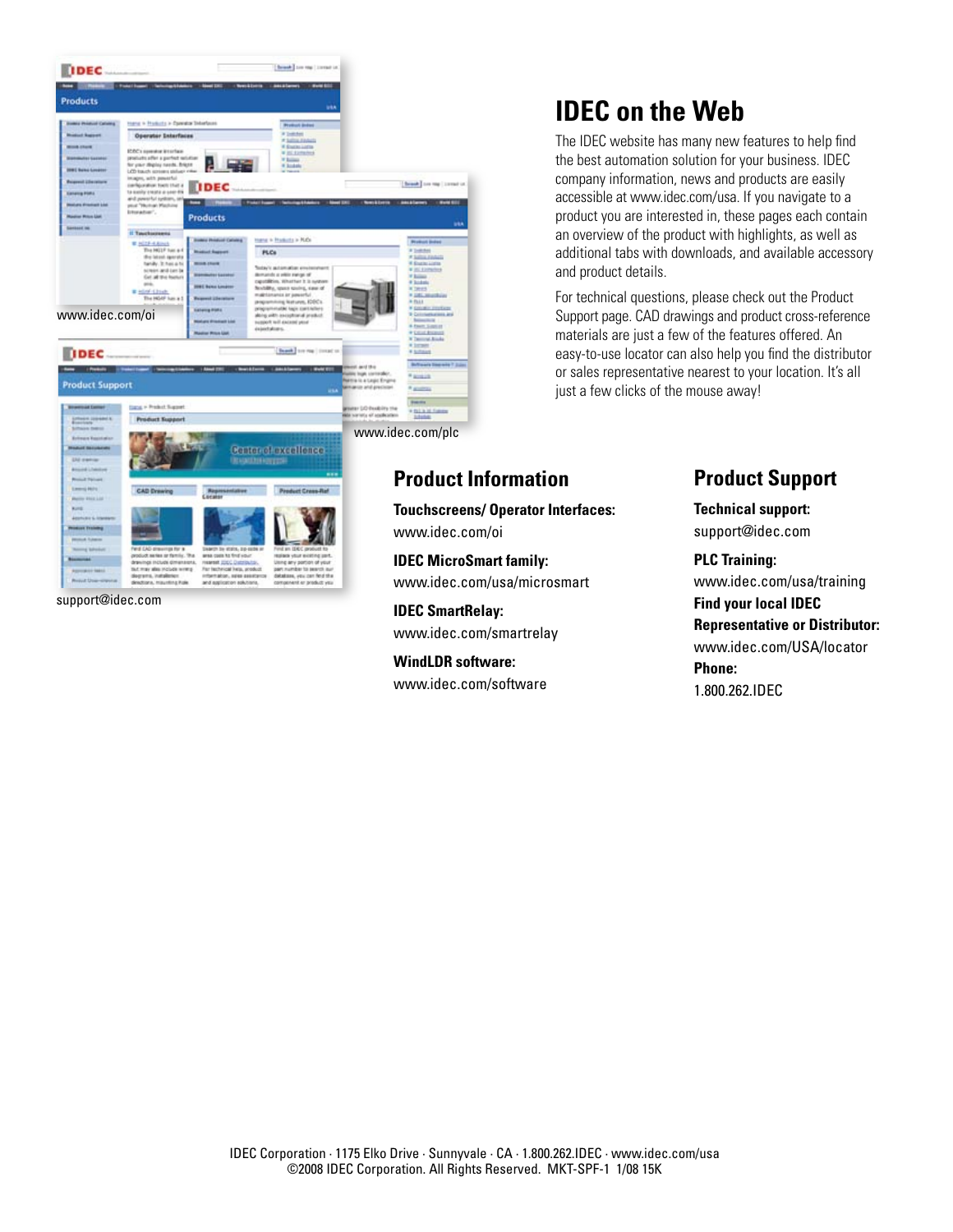www.idec.com/oi

www.idec.com/plc

support@idec.com

# IDEC on the Web

The IDEC website has many new features to help find the best automation solution for your business. IDEC company information, news and products are easily accessible at www.idec.com/usa. If you navigate to a product you are interested in, these pages each contain an overview of the product with highlights, as well as additional tabs with downloads, and available accessory and product details.

For technical questions, please check out the Product Support page. CAD drawings and product cross-reference materials are just a few of the features offered. An easy-to-use locator can also help you find the distributor or sales representative nearest to your location. It's all just a few clicks of the mouse away!

## Product Information

**Touchscreens/ Operator Interfaces:**
www.idec.com/oi

**IDEC MicroSmart family:**
www.idec.com/usa/microsmart

**IDEC SmartRelay:**
www.idec.com/smartrelay

**WindLDR software:**
www.idec.com/software

## Product Support

**Technical support:**
support@idec.com

**PLC Training:**
www.idec.com/usa/training

**Find your local IDEC Representative or Distributor:**
www.idec.com/USA/locator

**Phone:**
1.800.262.IDEC

IDEC Corporation · 1175 Elko Drive · Sunnyvale · CA · 1.800.262.IDEC · www.idec.com/usa
©2008 IDEC Corporation. All Rights Reserved. MKT-SPF-1 1/08 15K